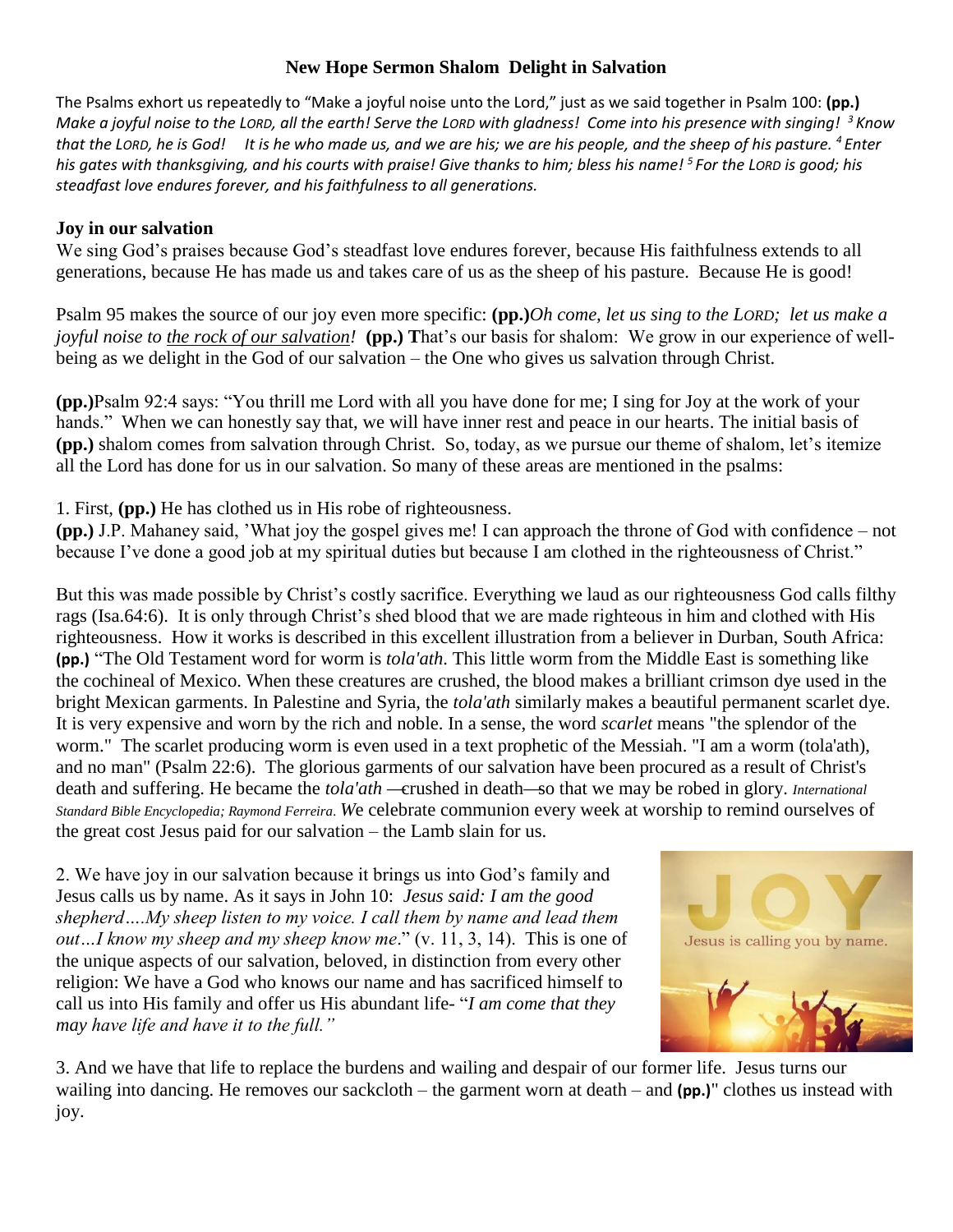# New Hope Sermon Shalom Delight in Salvation

The Psalms exhort us repeatedly to "Make a joyful noise unto the Lord," just as we said together in Psalm 100: **(pp.)** *Make a joyful noise to the LORD, all the earth! Serve the LORD with gladness! Come into his presence with singing! [3] Know that the LORD, he is God! It is he who made us, and we are his; we are his people, and the sheep of his pasture. [4] Enter his gates with thanksgiving, and his courts with praise! Give thanks to him; bless his name! [5] For the LORD is good; his steadfast love endures forever, and his faithfulness to all generations.*

## Joy in our salvation

We sing God's praises because God's steadfast love endures forever, because His faithfulness extends to all generations, because He has made us and takes care of us as the sheep of his pasture. Because He is good!

Psalm 95 makes the source of our joy even more specific: **(pp.)***Oh come, let us sing to the LORD; let us make a joyful noise to the rock of our salvation!* **(pp.) T**hat's our basis for shalom: We grow in our experience of well-being as we delight in the God of our salvation – the One who gives us salvation through Christ.

**(pp.)**Psalm 92:4 says: "You thrill me Lord with all you have done for me; I sing for Joy at the work of your hands." When we can honestly say that, we will have inner rest and peace in our hearts. The initial basis of **(pp.)** shalom comes from salvation through Christ. So, today, as we pursue our theme of shalom, let's itemize all the Lord has done for us in our salvation. So many of these areas are mentioned in the psalms:

1. First, **(pp.)** He has clothed us in His robe of righteousness.

**(pp.)** J.P. Mahaney said, 'What joy the gospel gives me! I can approach the throne of God with confidence – not because I've done a good job at my spiritual duties but because I am clothed in the righteousness of Christ."

But this was made possible by Christ's costly sacrifice. Everything we laud as our righteousness God calls filthy rags (Isa.64:6). It is only through Christ's shed blood that we are made righteous in him and clothed with His righteousness. How it works is described in this excellent illustration from a believer in Durban, South Africa: **(pp.)** "The Old Testament word for worm is *tola'ath*. This little worm from the Middle East is something like the cochineal of Mexico. When these creatures are crushed, the blood makes a brilliant crimson dye used in the bright Mexican garments. In Palestine and Syria, the *tola'ath* similarly makes a beautiful permanent scarlet dye. It is very expensive and worn by the rich and noble. In a sense, the word *scarlet* means "the splendor of the worm." The scarlet producing worm is even used in a text prophetic of the Messiah. "I am a worm (tola'ath), and no man" (Psalm 22:6). The glorious garments of our salvation have been procured as a result of Christ's death and suffering. He became the *tola'ath* —crushed in death—so that we may be robed in glory. *International Standard Bible Encyclopedia; Raymond Ferreira.* We celebrate communion every week at worship to remind ourselves of the great cost Jesus paid for our salvation – the Lamb slain for us.

2. We have joy in our salvation because it brings us into God's family and Jesus calls us by name. As it says in John 10: *Jesus said: I am the good shepherd….My sheep listen to my voice. I call them by name and lead them out…I know my sheep and my sheep know me*." (v. 11, 3, 14). This is one of the unique aspects of our salvation, beloved, in distinction from every other religion: We have a God who knows our name and has sacrificed himself to call us into His family and offer us His abundant life- "*I am come that they may have life and have it to the full."*

3. And we have that life to replace the burdens and wailing and despair of our former life. Jesus turns our wailing into dancing. He removes our sackcloth – the garment worn at death – and **(pp.)**" clothes us instead with joy.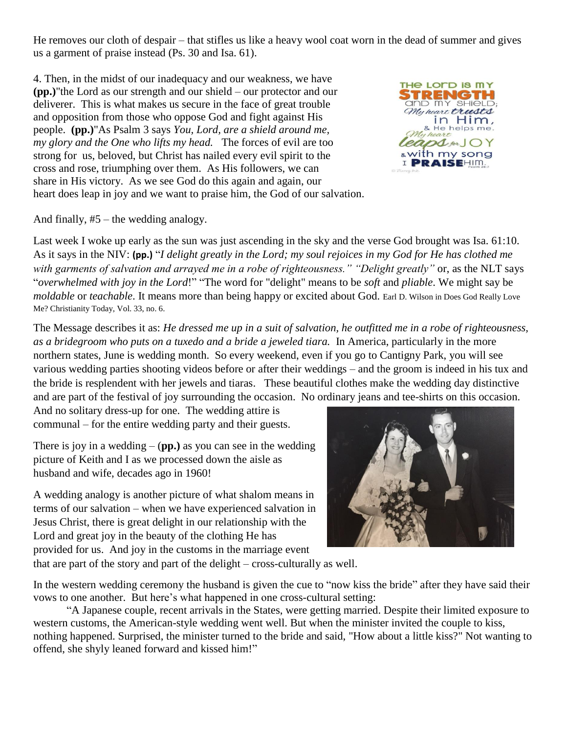He removes our cloth of despair – that stifles us like a heavy wool coat worn in the dead of summer and gives us a garment of praise instead (Ps. 30 and Isa. 61).

4. Then, in the midst of our inadequacy and our weakness, we have **(pp.)**"the Lord as our strength and our shield – our protector and our deliverer. This is what makes us secure in the face of great trouble and opposition from those who oppose God and fight against His people. **(pp.)**"As Psalm 3 says *You, Lord, are a shield around me, my glory and the One who lifts my head.* The forces of evil are too strong for us, beloved, but Christ has nailed every evil spirit to the cross and rose, triumphing over them. As His followers, we can share in His victory. As we see God do this again and again, our heart does leap in joy and we want to praise him, the God of our salvation.

And finally, #5 – the wedding analogy.

Last week I woke up early as the sun was just ascending in the sky and the verse God brought was Isa. 61:10. As it says in the NIV: **(pp.)** "*I delight greatly in the Lord; my soul rejoices in my God for He has clothed me with garments of salvation and arrayed me in a robe of righteousness." "Delight greatly"* or, as the NLT says "*overwhelmed with joy in the Lord*!" "The word for "delight" means to be *soft* and *pliable*. We might say be *moldable* or *teachable*. It means more than being happy or excited about God. Earl D. Wilson in Does God Really Love Me? Christianity Today, Vol. 33, no. 6.

The Message describes it as: *He dressed me up in a suit of salvation, he outfitted me in a robe of righteousness, as a bridegroom who puts on a tuxedo and a bride a jeweled tiara.* In America, particularly in the more northern states, June is wedding month. So every weekend, even if you go to Cantigny Park, you will see various wedding parties shooting videos before or after their weddings – and the groom is indeed in his tux and the bride is resplendent with her jewels and tiaras. These beautiful clothes make the wedding day distinctive and are part of the festival of joy surrounding the occasion. No ordinary jeans and tee-shirts on this occasion. And no solitary dress-up for one. The wedding attire is communal – for the entire wedding party and their guests.

There is joy in a wedding – (**pp.)** as you can see in the wedding picture of Keith and I as we processed down the aisle as husband and wife, decades ago in 1960!

A wedding analogy is another picture of what shalom means in terms of our salvation – when we have experienced salvation in Jesus Christ, there is great delight in our relationship with the Lord and great joy in the beauty of the clothing He has provided for us. And joy in the customs in the marriage event that are part of the story and part of the delight – cross-culturally as well.

In the western wedding ceremony the husband is given the cue to "now kiss the bride" after they have said their vows to one another. But here's what happened in one cross-cultural setting:

"A Japanese couple, recent arrivals in the States, were getting married. Despite their limited exposure to western customs, the American-style wedding went well. But when the minister invited the couple to kiss, nothing happened. Surprised, the minister turned to the bride and said, "How about a little kiss?" Not wanting to offend, she shyly leaned forward and kissed him!"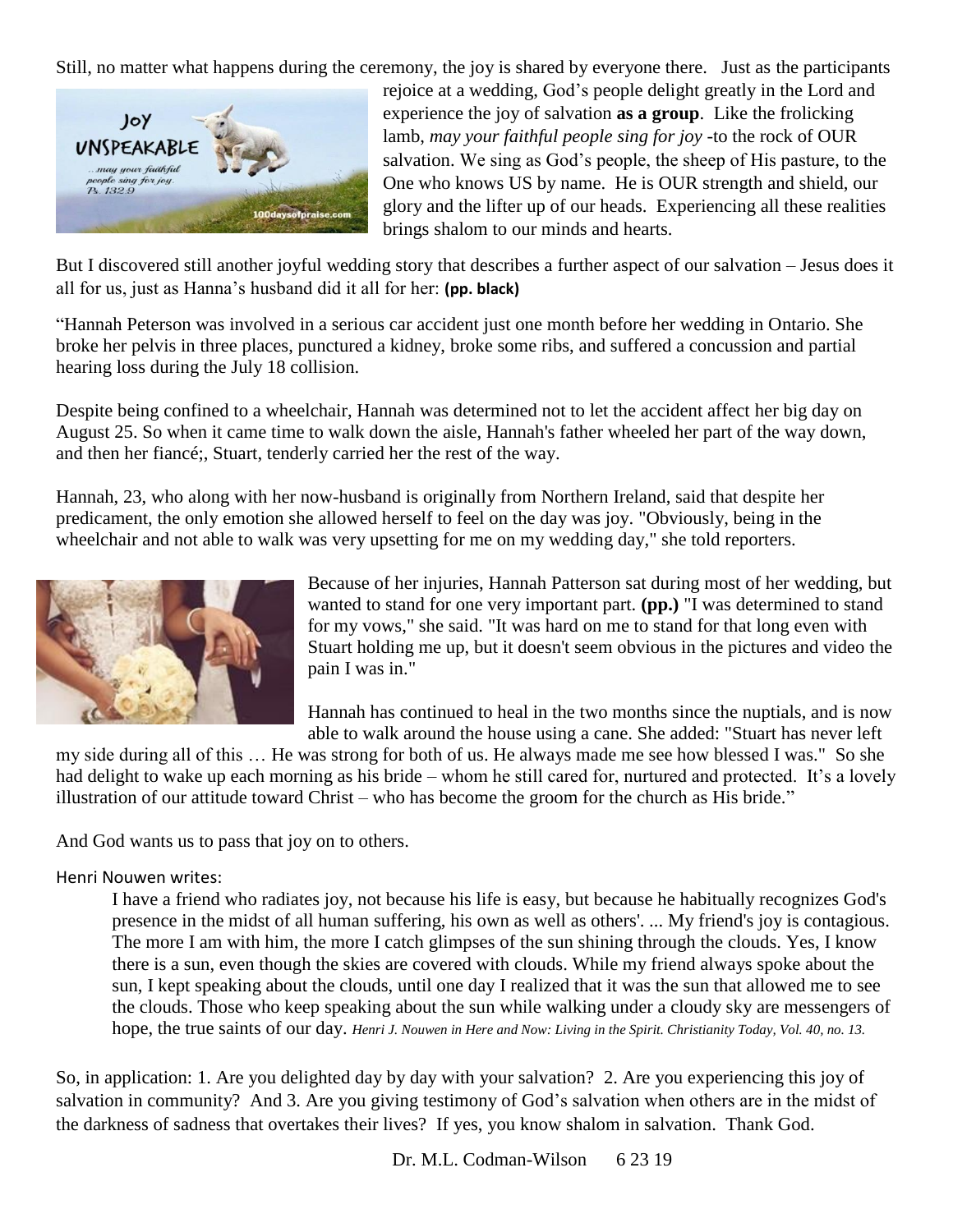Still, no matter what happens during the ceremony, the joy is shared by everyone there. Just as the participants rejoice at a wedding, God's people delight greatly in the Lord and experience the joy of salvation **as a group**. Like the frolicking lamb, *may your faithful people sing for joy* -to the rock of OUR salvation. We sing as God's people, the sheep of His pasture, to the One who knows US by name. He is OUR strength and shield, our glory and the lifter up of our heads. Experiencing all these realities brings shalom to our minds and hearts.

But I discovered still another joyful wedding story that describes a further aspect of our salvation – Jesus does it all for us, just as Hanna's husband did it all for her: **(pp. black)**

"Hannah Peterson was involved in a serious car accident just one month before her wedding in Ontario. She broke her pelvis in three places, punctured a kidney, broke some ribs, and suffered a concussion and partial hearing loss during the July 18 collision.

Despite being confined to a wheelchair, Hannah was determined not to let the accident affect her big day on August 25. So when it came time to walk down the aisle, Hannah's father wheeled her part of the way down, and then her fiancé;, Stuart, tenderly carried her the rest of the way.

Hannah, 23, who along with her now-husband is originally from Northern Ireland, said that despite her predicament, the only emotion she allowed herself to feel on the day was joy. "Obviously, being in the wheelchair and not able to walk was very upsetting for me on my wedding day," she told reporters.

Because of her injuries, Hannah Patterson sat during most of her wedding, but wanted to stand for one very important part. **(pp.)** "I was determined to stand for my vows," she said. "It was hard on me to stand for that long even with Stuart holding me up, but it doesn't seem obvious in the pictures and video the pain I was in."

Hannah has continued to heal in the two months since the nuptials, and is now able to walk around the house using a cane. She added: "Stuart has never left my side during all of this … He was strong for both of us. He always made me see how blessed I was." So she had delight to wake up each morning as his bride – whom he still cared for, nurtured and protected. It's a lovely illustration of our attitude toward Christ – who has become the groom for the church as His bride."

And God wants us to pass that joy on to others.

Henri Nouwen writes:

> I have a friend who radiates joy, not because his life is easy, but because he habitually recognizes God's presence in the midst of all human suffering, his own as well as others'. ... My friend's joy is contagious. The more I am with him, the more I catch glimpses of the sun shining through the clouds. Yes, I know there is a sun, even though the skies are covered with clouds. While my friend always spoke about the sun, I kept speaking about the clouds, until one day I realized that it was the sun that allowed me to see the clouds. Those who keep speaking about the sun while walking under a cloudy sky are messengers of hope, the true saints of our day. *Henri J. Nouwen in Here and Now: Living in the Spirit. Christianity Today, Vol. 40, no. 13.*

So, in application: 1. Are you delighted day by day with your salvation? 2. Are you experiencing this joy of salvation in community? And 3. Are you giving testimony of God's salvation when others are in the midst of the darkness of sadness that overtakes their lives? If yes, you know shalom in salvation. Thank God.

Dr. M.L. Codman-Wilson 6 23 19